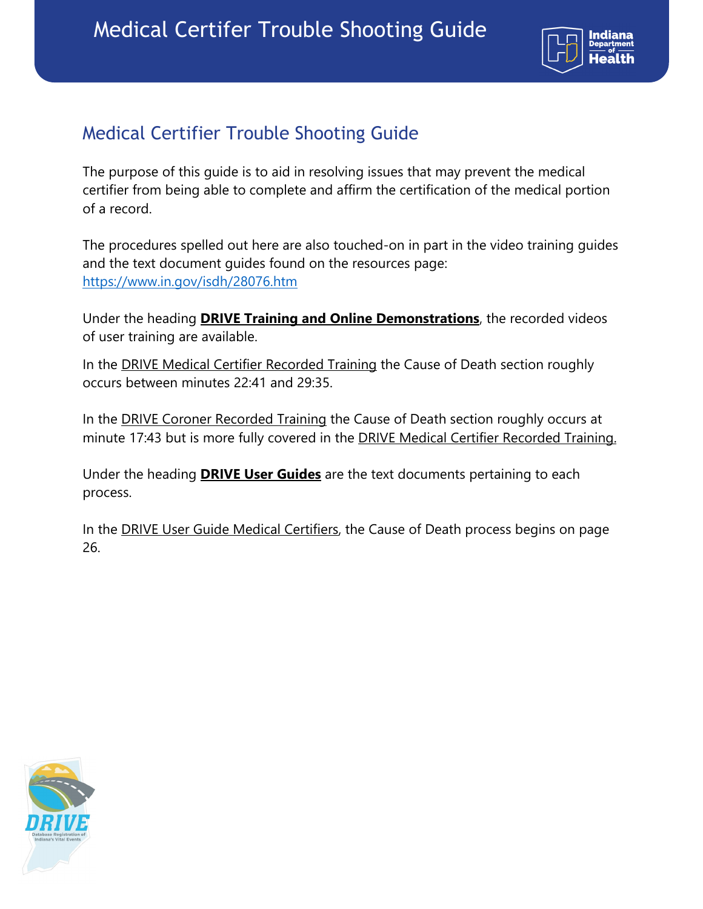# Medical Certifer Trouble Shooting Guide

## Medical Certifier Trouble Shooting Guide

The purpose of this guide is to aid in resolving issues that may prevent the medical certifier from being able to complete and affirm the certification of the medical portion of a record.

The procedures spelled out here are also touched-on in part in the video training guides and the text document guides found on the resources page: https://www.in.gov/isdh/28076.htm

Under the heading **DRIVE Training and Online Demonstrations**, the recorded videos of user training are available.

In the DRIVE Medical Certifier Recorded Training the Cause of Death section roughly occurs between minutes 22:41 and 29:35.

In the DRIVE Coroner Recorded Training the Cause of Death section roughly occurs at minute 17:43 but is more fully covered in the DRIVE Medical Certifier Recorded Training.

Under the heading **DRIVE User Guides** are the text documents pertaining to each process.

In the DRIVE User Guide Medical Certifiers, the Cause of Death process begins on page 26.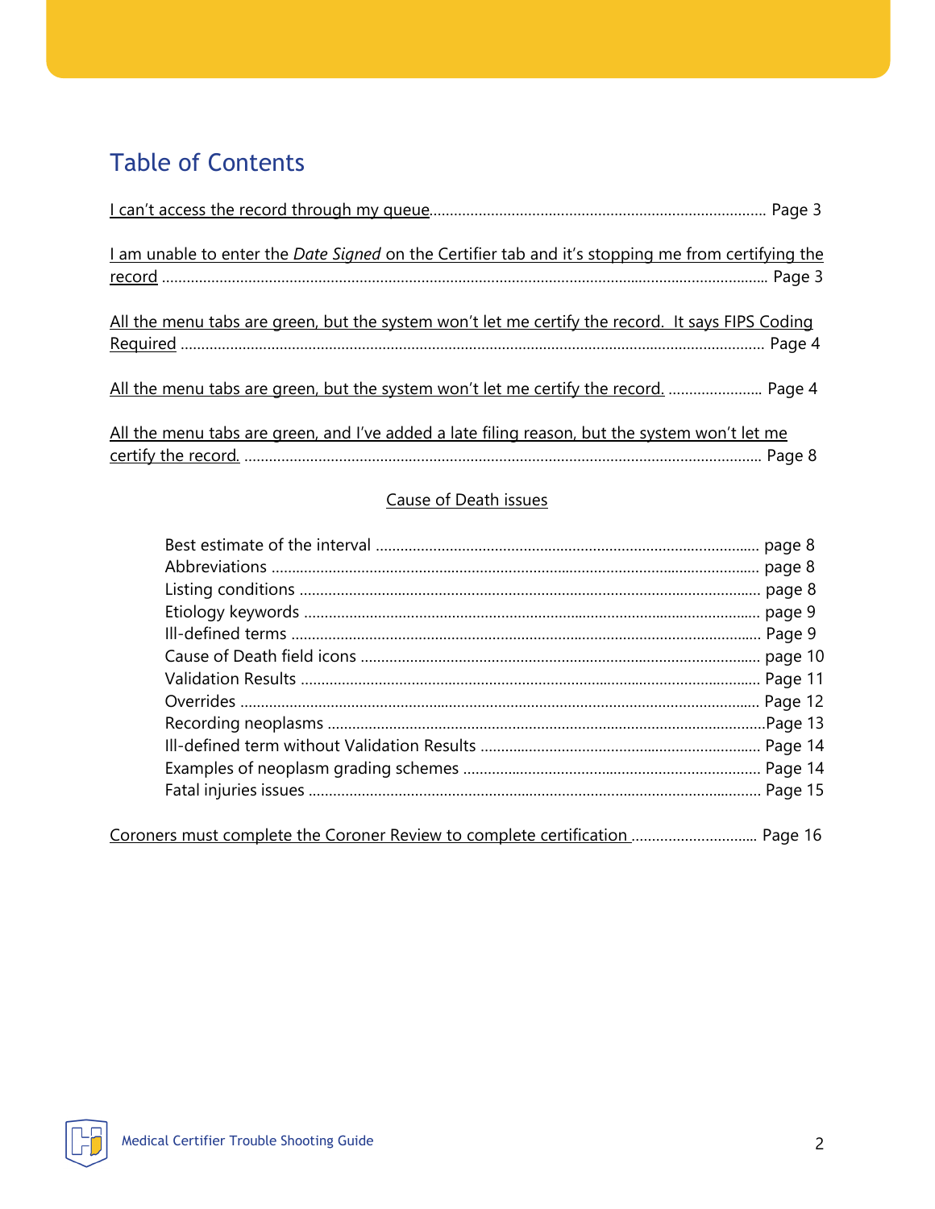# Table of Contents

I can't access the record through my queue ........................................................................ Page 3

I am unable to enter the *Date Signed* on the Certifier tab and it's stopping me from certifying the record ........................................................................................................................................... Page 3

All the menu tabs are green, but the system won't let me certify the record. It says FIPS Coding Required ........................................................................................................................................ Page 4

All the menu tabs are green, but the system won't let me certify the record. ....................... Page 4

All the menu tabs are green, and I've added a late filing reason, but the system won't let me certify the record. ........................................................................................................................ Page 8

## Cause of Death issues

- Best estimate of the interval ............................................................................................ page 8
- Abbreviations ...................................................................................................................... page 8
- Listing conditions ............................................................................................................... page 8
- Etiology keywords .............................................................................................................. page 9
- Ill-defined terms .................................................................................................................. Page 9
- Cause of Death field icons ................................................................................................. page 10
- Validation Results ............................................................................................................... Page 11
- Overrides ............................................................................................................................. Page 12
- Recording neoplasms ..........................................................................................................Page 13
- Ill-defined term without Validation Results ..................................................................... Page 14
- Examples of neoplasm grading schemes ......................................................................... Page 14
- Fatal injuries issues ............................................................................................................. Page 15

Coroners must complete the Coroner Review to complete certification .............................. Page 16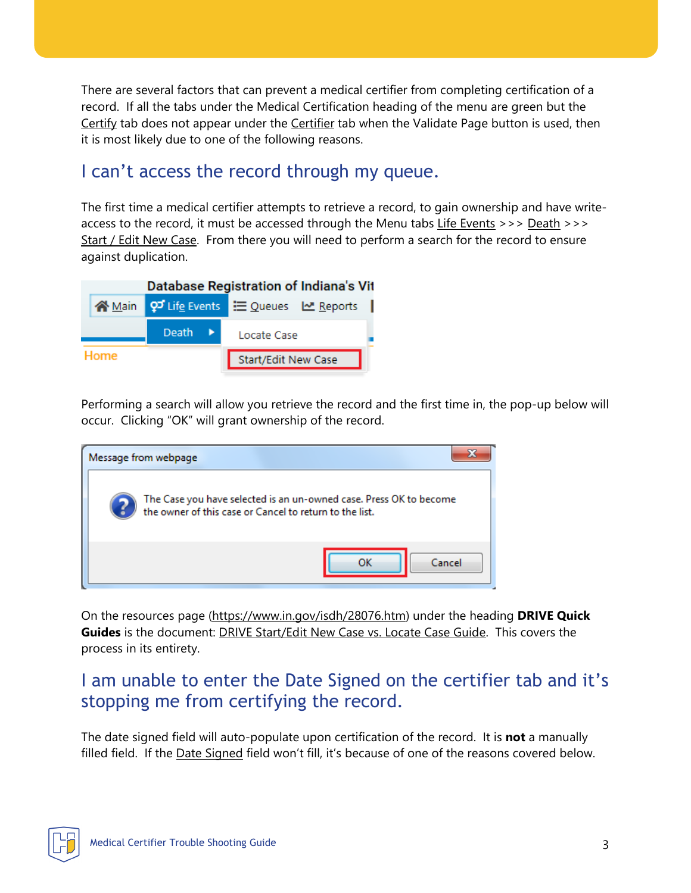There are several factors that can prevent a medical certifier from completing certification of a record. If all the tabs under the Medical Certification heading of the menu are green but the Certify tab does not appear under the Certifier tab when the Validate Page button is used, then it is most likely due to one of the following reasons.

## I can't access the record through my queue.

The first time a medical certifier attempts to retrieve a record, to gain ownership and have write-access to the record, it must be accessed through the Menu tabs Life Events >>> Death >>> Start / Edit New Case. From there you will need to perform a search for the record to ensure against duplication.

Performing a search will allow you retrieve the record and the first time in, the pop-up below will occur. Clicking "OK" will grant ownership of the record.

On the resources page (https://www.in.gov/isdh/28076.htm) under the heading **DRIVE Quick Guides** is the document: DRIVE Start/Edit New Case vs. Locate Case Guide. This covers the process in its entirety.

## I am unable to enter the Date Signed on the certifier tab and it's stopping me from certifying the record.

The date signed field will auto-populate upon certification of the record. It is **not** a manually filled field. If the Date Signed field won't fill, it's because of one of the reasons covered below.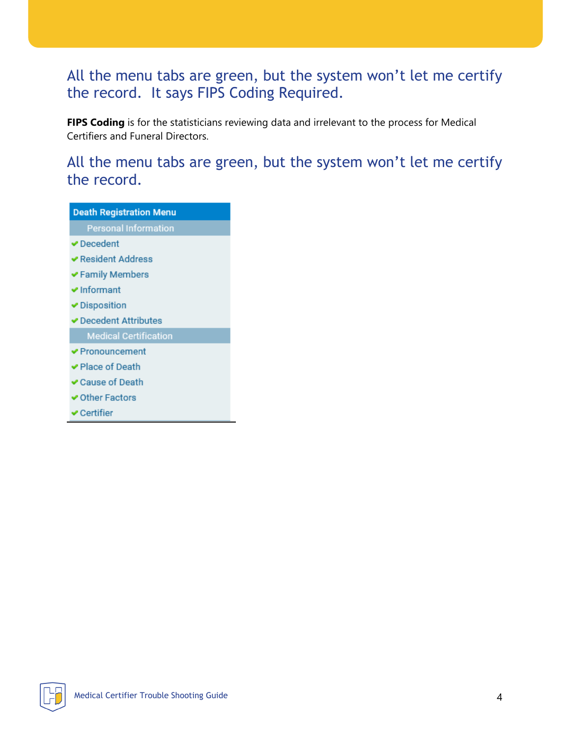## All the menu tabs are green, but the system won't let me certify the record. It says FIPS Coding Required.

**FIPS Coding** is for the statisticians reviewing data and irrelevant to the process for Medical Certifiers and Funeral Directors.

## All the menu tabs are green, but the system won't let me certify the record.

**Death Registration Menu**

Personal Information

- ✔ Decedent
- ✔ Resident Address
- ✔ Family Members
- ✔ Informant
- ✔ Disposition
- ✔ Decedent Attributes

Medical Certification

- ✔ Pronouncement
- ✔ Place of Death
- ✔ Cause of Death
- ✔ Other Factors
- ✔ Certifier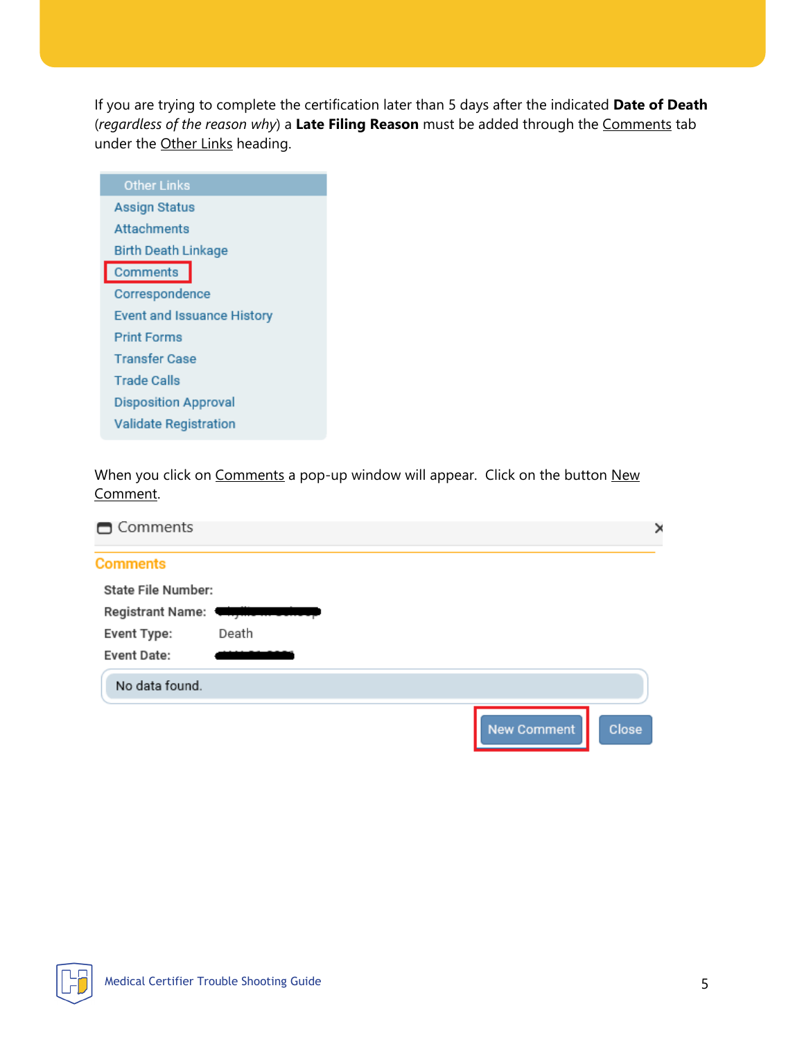If you are trying to complete the certification later than 5 days after the indicated **Date of Death** (*regardless of the reason why*) a **Late Filing Reason** must be added through the Comments tab under the Other Links heading.

Other Links

- Assign Status
- Attachments
- Birth Death Linkage
- Comments
- Correspondence
- Event and Issuance History
- Print Forms
- Transfer Case
- Trade Calls
- Disposition Approval
- Validate Registration

When you click on Comments a pop-up window will appear. Click on the button New Comment.

Comments

**Comments**

State File Number:

Registrant Name:

Event Type: Death

Event Date:

No data found.

New Comment | Close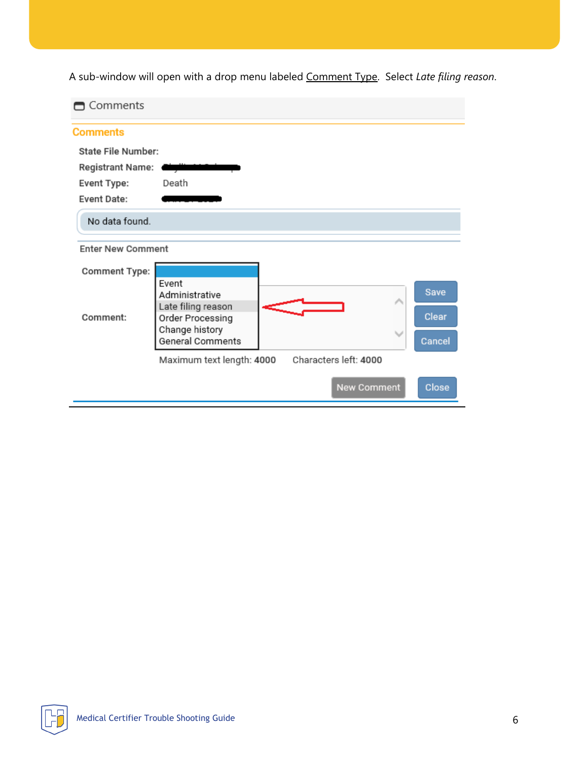A sub-window will open with a drop menu labeled Comment Type. Select *Late filing reason*.

Comments

**Comments**

**State File Number:**

**Registrant Name:**

**Event Type:** Death

**Event Date:**

No data found.

**Enter New Comment**

**Comment Type:**

- Event
- Administrative
- Late filing reason
- Order Processing
- Change history
- General Comments

**Comment:**

Save | Clear | Cancel

Maximum text length: **4000** Characters left: **4000**

New Comment | Close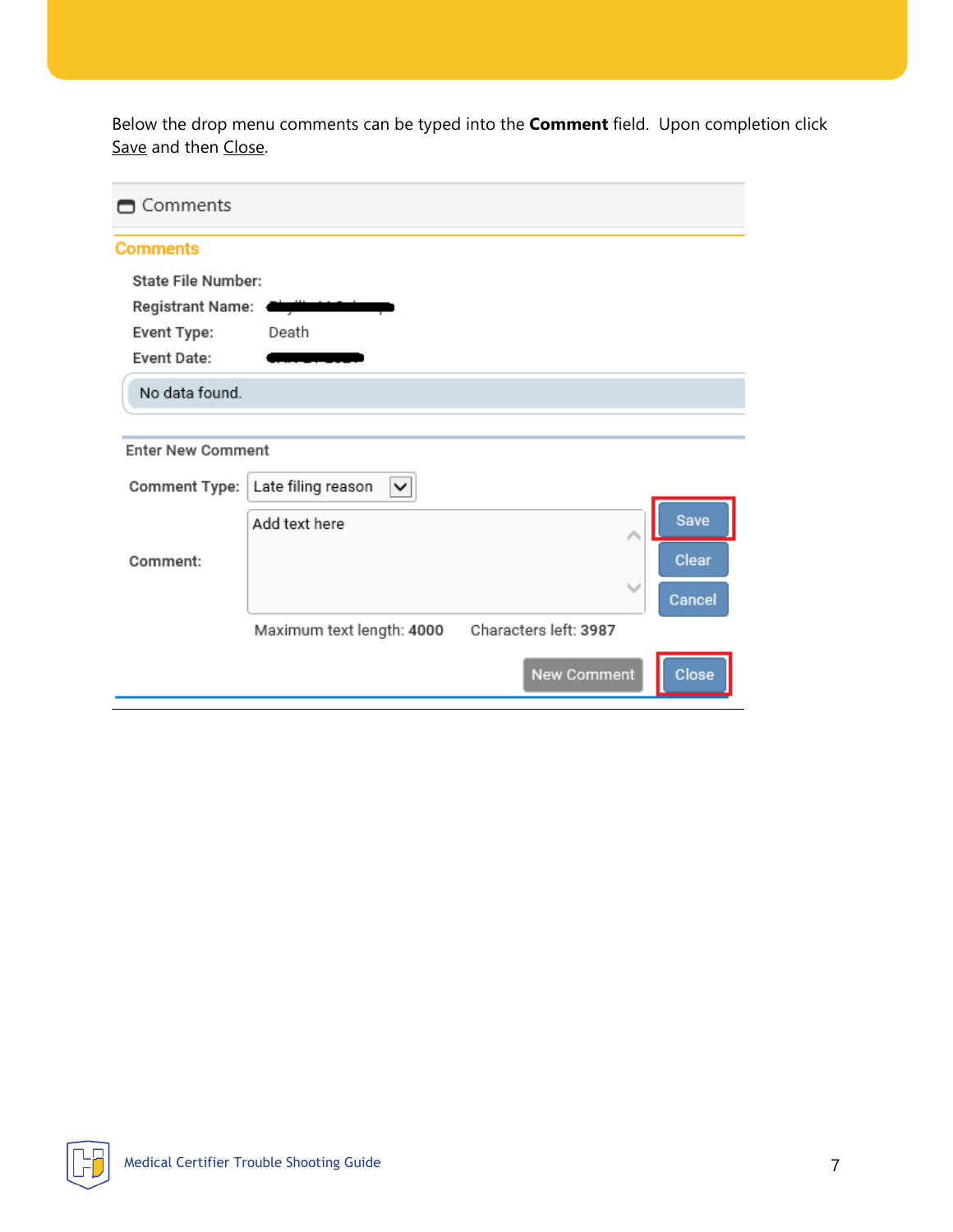Below the drop menu comments can be typed into the **Comment** field. Upon completion click Save and then Close.

Comments

**Comments**

State File Number:

Registrant Name:

Event Type: Death

Event Date:

No data found.

Enter New Comment

Comment Type: Late filing reason

Comment: Add text here

Save

Clear

Cancel

Maximum text length: 4000 Characters left: 3987

New Comment Close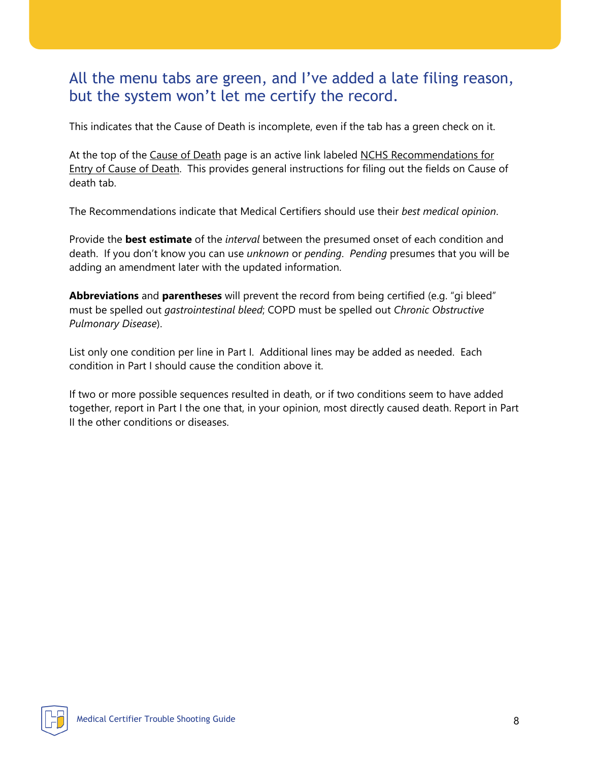## All the menu tabs are green, and I've added a late filing reason, but the system won't let me certify the record.

This indicates that the Cause of Death is incomplete, even if the tab has a green check on it.

At the top of the Cause of Death page is an active link labeled NCHS Recommendations for Entry of Cause of Death. This provides general instructions for filing out the fields on Cause of death tab.

The Recommendations indicate that Medical Certifiers should use their *best medical opinion*.

Provide the **best estimate** of the *interval* between the presumed onset of each condition and death. If you don't know you can use *unknown* or *pending*. *Pending* presumes that you will be adding an amendment later with the updated information.

**Abbreviations** and **parentheses** will prevent the record from being certified (e.g. "gi bleed" must be spelled out *gastrointestinal bleed*; COPD must be spelled out *Chronic Obstructive Pulmonary Disease*).

List only one condition per line in Part I. Additional lines may be added as needed. Each condition in Part I should cause the condition above it.

If two or more possible sequences resulted in death, or if two conditions seem to have added together, report in Part I the one that, in your opinion, most directly caused death. Report in Part II the other conditions or diseases.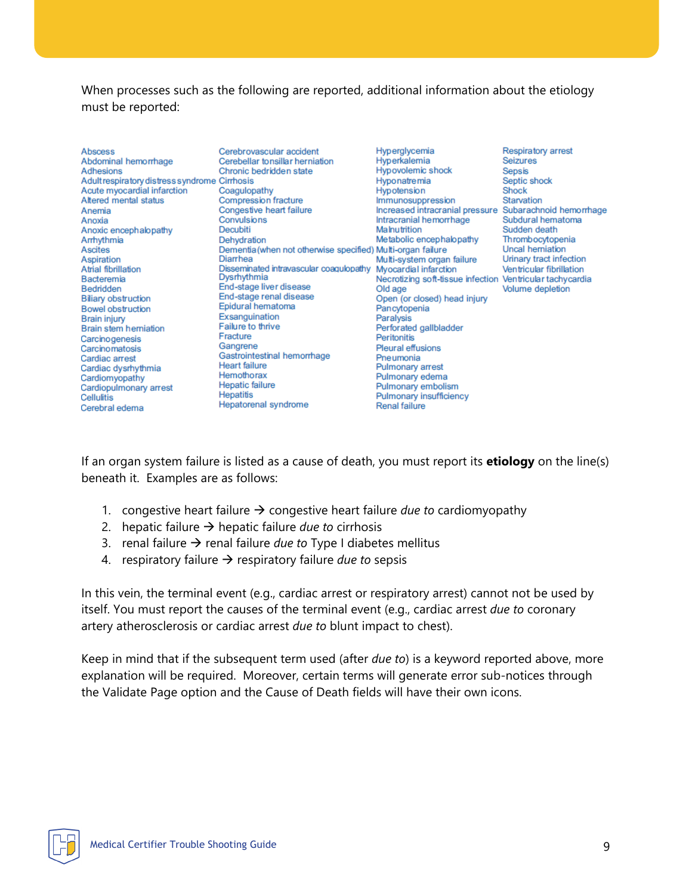When processes such as the following are reported, additional information about the etiology must be reported:

Abscess
Abdominal hemorrhage
Adhesions
Adult respiratory distress syndrome
Acute myocardial infarction
Altered mental status
Anemia
Anoxia
Anoxic encephalopathy
Arrhythmia
Ascites
Aspiration
Atrial fibrillation
Bacteremia
Bedridden
Biliary obstruction
Bowel obstruction
Brain injury
Brain stem herniation
Carcinogenesis
Carcinomatosis
Cardiac arrest
Cardiac dysrhythmia
Cardiomyopathy
Cardiopulmonary arrest
Cellulitis
Cerebral edema
Cerebrovascular accident
Cerebellar tonsillar herniation
Chronic bedridden state
Cirrhosis
Coagulopathy
Compression fracture
Congestive heart failure
Convulsions
Decubiti
Dehydration
Dementia (when not otherwise specified)
Diarrhea
Disseminated intravascular coagulopathy
Dysrhythmia
End-stage liver disease
End-stage renal disease
Epidural hematoma
Exsanguination
Failure to thrive
Fracture
Gangrene
Gastrointestinal hemorrhage
Heart failure
Hemothorax
Hepatic failure
Hepatitis
Hepatorenal syndrome
Hyperglycemia
Hyperkalemia
Hypovolemic shock
Hyponatremia
Hypotension
Immunosuppression
Increased intracranial pressure
Intracranial hemorrhage
Malnutrition
Metabolic encephalopathy
Multi-organ failure
Multi-system organ failure
Myocardial infarction
Necrotizing soft-tissue infection
Old age
Open (or closed) head injury
Pancytopenia
Paralysis
Perforated gallbladder
Peritonitis
Pleural effusions
Pneumonia
Pulmonary arrest
Pulmonary edema
Pulmonary embolism
Pulmonary insufficiency
Renal failure
Respiratory arrest
Seizures
Sepsis
Septic shock
Shock
Starvation
Subarachnoid hemorrhage
Subdural hematoma
Sudden death
Thrombocytopenia
Uncal herniation
Urinary tract infection
Ventricular fibrillation
Ventricular tachycardia
Volume depletion

If an organ system failure is listed as a cause of death, you must report its **etiology** on the line(s) beneath it. Examples are as follows:

1. congestive heart failure → congestive heart failure *due to* cardiomyopathy
2. hepatic failure → hepatic failure *due to* cirrhosis
3. renal failure → renal failure *due to* Type I diabetes mellitus
4. respiratory failure → respiratory failure *due to* sepsis

In this vein, the terminal event (e.g., cardiac arrest or respiratory arrest) cannot not be used by itself. You must report the causes of the terminal event (e.g., cardiac arrest *due to* coronary artery atherosclerosis or cardiac arrest *due to* blunt impact to chest).

Keep in mind that if the subsequent term used (after *due to*) is a keyword reported above, more explanation will be required. Moreover, certain terms will generate error sub-notices through the Validate Page option and the Cause of Death fields will have their own icons.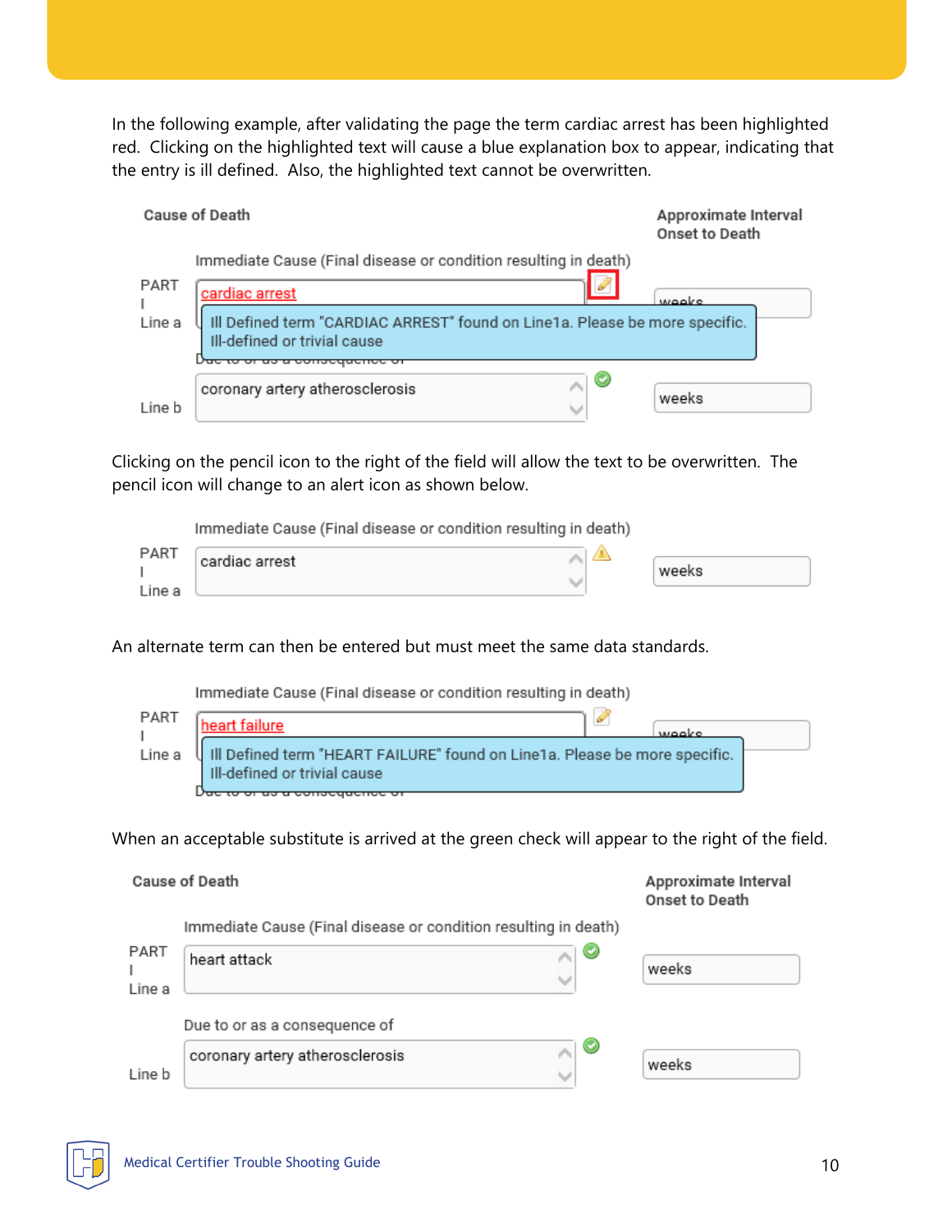In the following example, after validating the page the term cardiac arrest has been highlighted red. Clicking on the highlighted text will cause a blue explanation box to appear, indicating that the entry is ill defined. Also, the highlighted text cannot be overwritten.

Cause of Death

Approximate Interval Onset to Death

Immediate Cause (Final disease or condition resulting in death)

PART I Line a: cardiac arrest — weeks

Ill Defined term "CARDIAC ARREST" found on Line1a. Please be more specific.
Ill-defined or trivial cause

Due to or as a consequence of

Line b: coronary artery atherosclerosis — weeks

Clicking on the pencil icon to the right of the field will allow the text to be overwritten. The pencil icon will change to an alert icon as shown below.

Immediate Cause (Final disease or condition resulting in death)

PART I Line a: cardiac arrest — weeks

An alternate term can then be entered but must meet the same data standards.

Immediate Cause (Final disease or condition resulting in death)

PART I Line a: heart failure — weeks

Ill Defined term "HEART FAILURE" found on Line1a. Please be more specific.
Ill-defined or trivial cause

Due to or as a consequence of

When an acceptable substitute is arrived at the green check will appear to the right of the field.

Cause of Death

Approximate Interval Onset to Death

Immediate Cause (Final disease or condition resulting in death)

PART I Line a: heart attack — weeks

Due to or as a consequence of

Line b: coronary artery atherosclerosis — weeks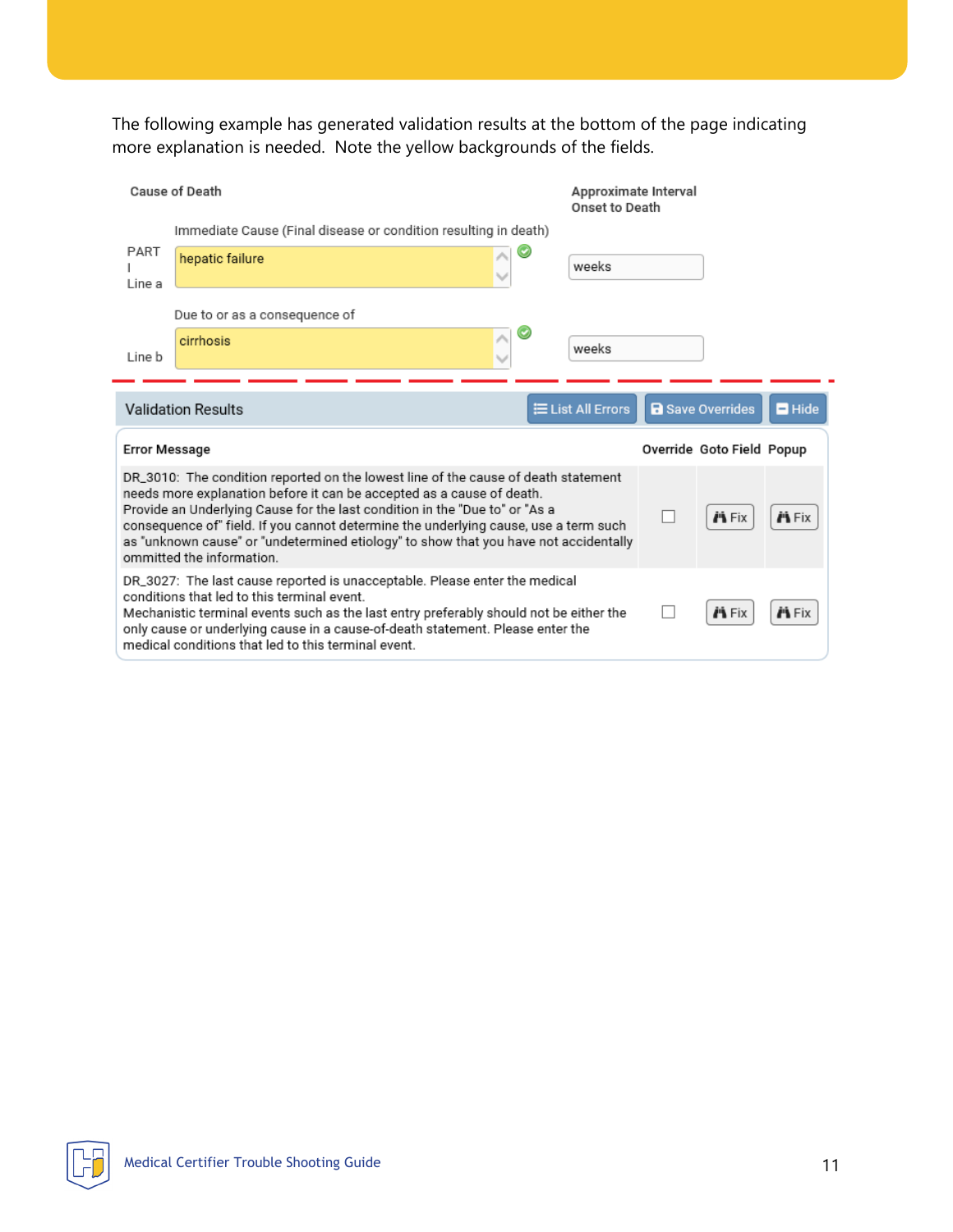The following example has generated validation results at the bottom of the page indicating more explanation is needed. Note the yellow backgrounds of the fields.

**Cause of Death**

**Approximate Interval Onset to Death**

Immediate Cause (Final disease or condition resulting in death)

PART I Line a: hepatic failure — weeks

Due to or as a consequence of

Line b: cirrhosis — weeks

**Validation Results** — List All Errors | Save Overrides | Hide

| Error Message | Override | Goto Field | Popup |
|---|---|---|---|
| DR_3010: The condition reported on the lowest line of the cause of death statement needs more explanation before it can be accepted as a cause of death. Provide an Underlying Cause for the last condition in the "Due to" or "As a consequence of" field. If you cannot determine the underlying cause, use a term such as "unknown cause" or "undetermined etiology" to show that you have not accidentally ommitted the information. | ☐ | Fix | Fix |
| DR_3027: The last cause reported is unacceptable. Please enter the medical conditions that led to this terminal event. Mechanistic terminal events such as the last entry preferably should not be either the only cause or underlying cause in a cause-of-death statement. Please enter the medical conditions that led to this terminal event. | ☐ | Fix | Fix |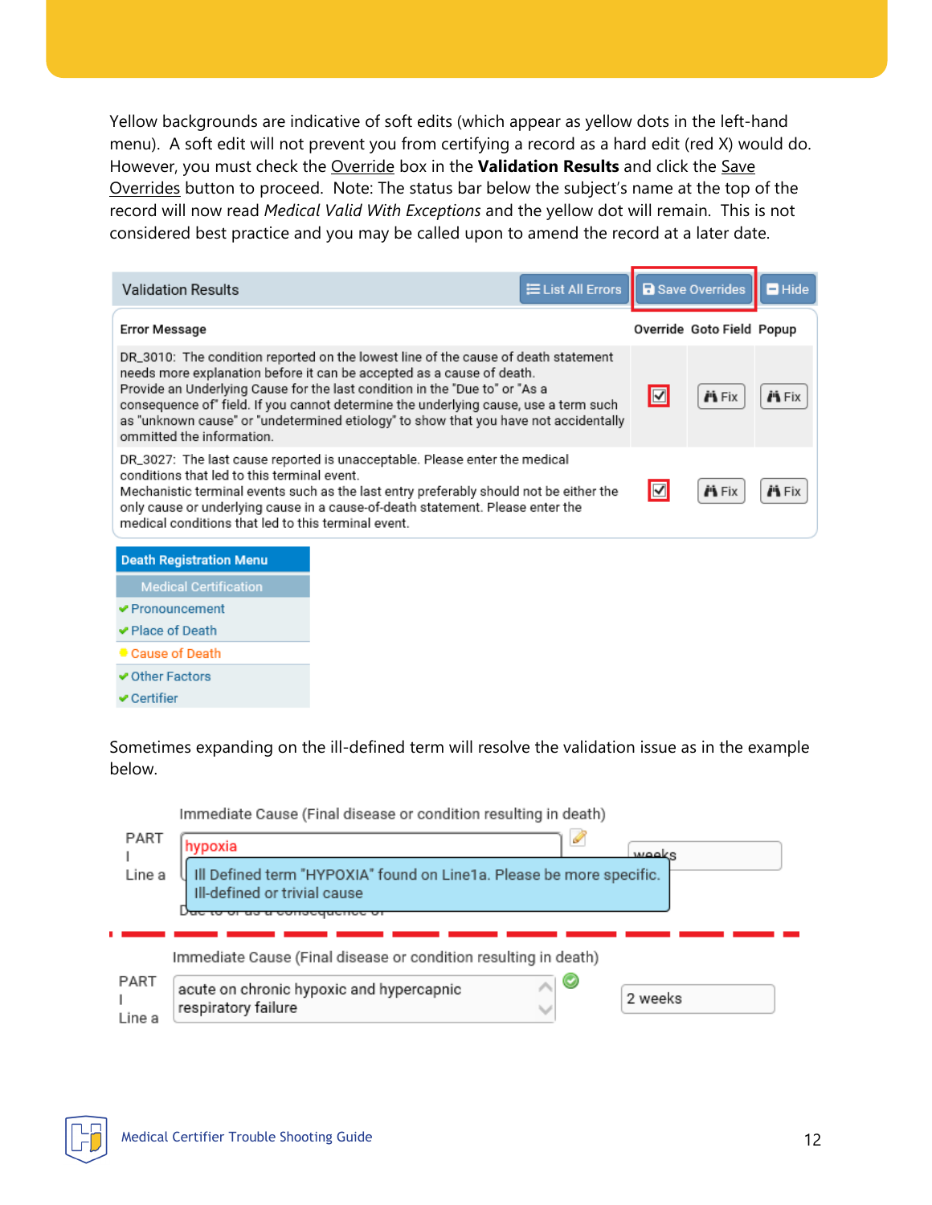Yellow backgrounds are indicative of soft edits (which appear as yellow dots in the left-hand menu). A soft edit will not prevent you from certifying a record as a hard edit (red X) would do. However, you must check the Override box in the **Validation Results** and click the Save Overrides button to proceed. Note: The status bar below the subject's name at the top of the record will now read *Medical Valid With Exceptions* and the yellow dot will remain. This is not considered best practice and you may be called upon to amend the record at a later date.

Validation Results — List All Errors | Save Overrides | Hide

| Error Message | Override | Goto Field | Popup |
|---|---|---|---|
| DR_3010: The condition reported on the lowest line of the cause of death statement needs more explanation before it can be accepted as a cause of death. Provide an Underlying Cause for the last condition in the "Due to" or "As a consequence of" field. If you cannot determine the underlying cause, use a term such as "unknown cause" or "undetermined etiology" to show that you have not accidentally ommitted the information. | ☑ | Fix | Fix |
| DR_3027: The last cause reported is unacceptable. Please enter the medical conditions that led to this terminal event. Mechanistic terminal events such as the last entry preferably should not be either the only cause or underlying cause in a cause-of-death statement. Please enter the medical conditions that led to this terminal event. | ☑ | Fix | Fix |

**Death Registration Menu**

- Medical Certification
- ✔ Pronouncement
- ✔ Place of Death
- ● Cause of Death
- ✔ Other Factors
- ✔ Certifier

Sometimes expanding on the ill-defined term will resolve the validation issue as in the example below.

Immediate Cause (Final disease or condition resulting in death)

PART I Line a: hypoxia — weeks

Ill Defined term "HYPOXIA" found on Line1a. Please be more specific.
Ill-defined or trivial cause

Immediate Cause (Final disease or condition resulting in death)

PART I Line a: acute on chronic hypoxic and hypercapnic respiratory failure — 2 weeks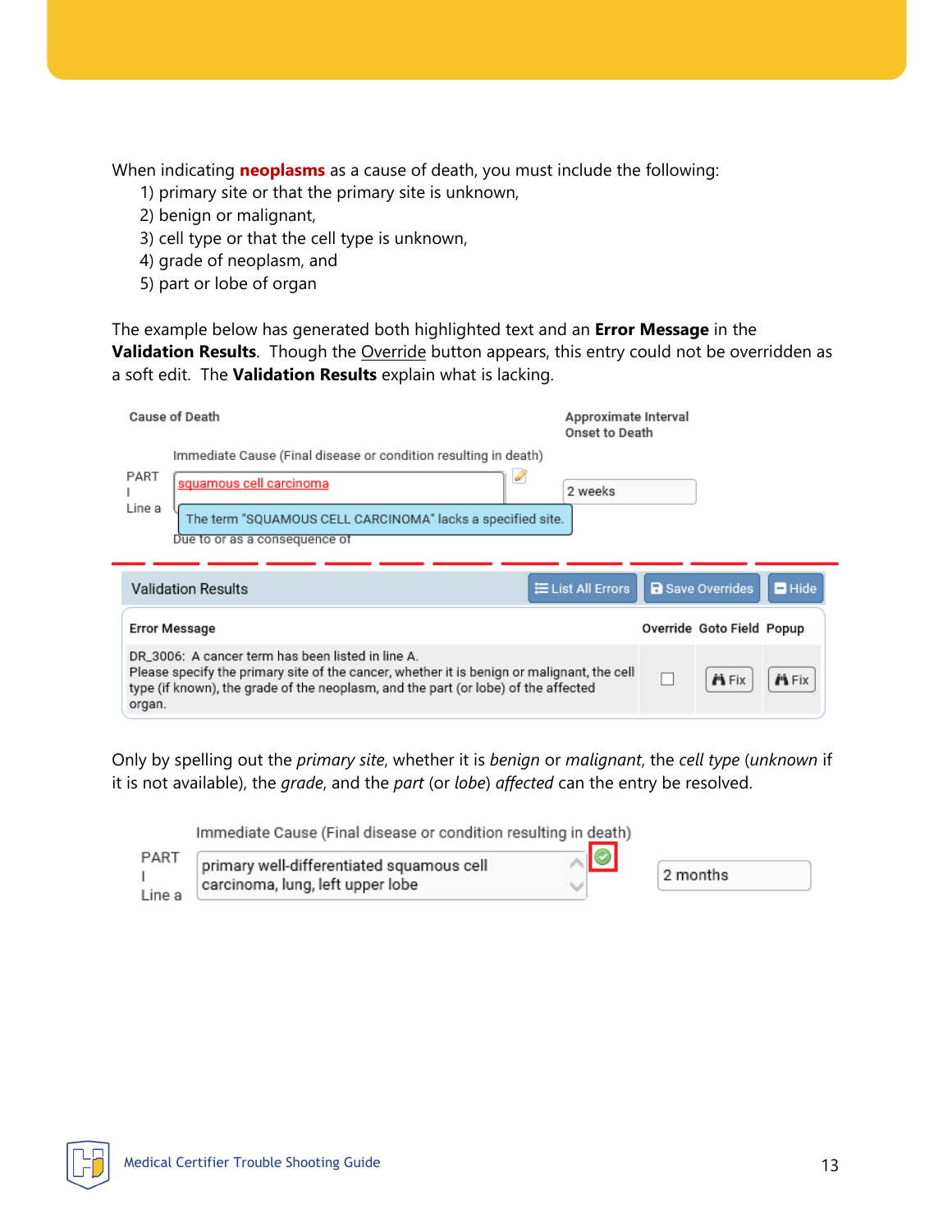When indicating **neoplasms** as a cause of death, you must include the following:

1) primary site or that the primary site is unknown,
2) benign or malignant,
3) cell type or that the cell type is unknown,
4) grade of neoplasm, and
5) part or lobe of organ

The example below has generated both highlighted text and an **Error Message** in the **Validation Results**. Though the Override button appears, this entry could not be overridden as a soft edit. The **Validation Results** explain what is lacking.

Cause of Death

Approximate Interval Onset to Death

Immediate Cause (Final disease or condition resulting in death)

PART I Line a

squamous cell carcinoma

2 weeks

The term "SQUAMOUS CELL CARCINOMA" lacks a specified site.

Due to or as a consequence of

Validation Results — List All Errors | Save Overrides | Hide

| Error Message | Override | Goto Field | Popup |
| --- | --- | --- | --- |
| DR_3006: A cancer term has been listed in line A. Please specify the primary site of the cancer, whether it is benign or malignant, the cell type (if known), the grade of the neoplasm, and the part (or lobe) of the affected organ. | ☐ | Fix | Fix |

Only by spelling out the *primary site*, whether it is *benign* or *malignant*, the *cell type* (*unknown* if it is not available), the *grade*, and the *part* (or *lobe*) *affected* can the entry be resolved.

Immediate Cause (Final disease or condition resulting in death)

PART I Line a

primary well-differentiated squamous cell carcinoma, lung, left upper lobe

2 months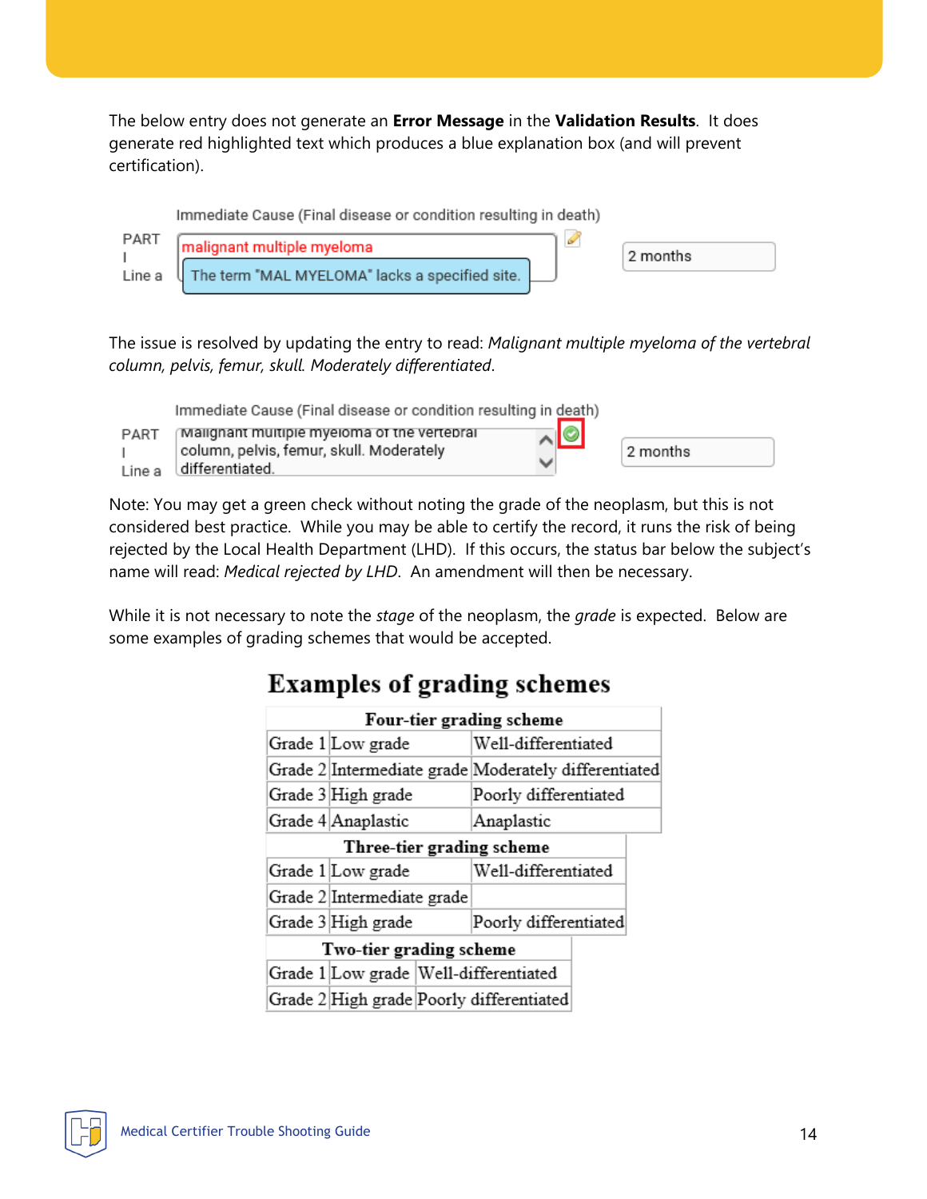The below entry does not generate an **Error Message** in the **Validation Results**. It does generate red highlighted text which produces a blue explanation box (and will prevent certification).

Immediate Cause (Final disease or condition resulting in death)

PART I Line a: malignant multiple myeloma — 2 months

The term "MAL MYELOMA" lacks a specified site.

The issue is resolved by updating the entry to read: *Malignant multiple myeloma of the vertebral column, pelvis, femur, skull. Moderately differentiated*.

Immediate Cause (Final disease or condition resulting in death)

PART I Line a: Malignant multiple myeloma of the vertebral column, pelvis, femur, skull. Moderately differentiated. — 2 months

Note: You may get a green check without noting the grade of the neoplasm, but this is not considered best practice. While you may be able to certify the record, it runs the risk of being rejected by the Local Health Department (LHD). If this occurs, the status bar below the subject's name will read: *Medical rejected by LHD*. An amendment will then be necessary.

While it is not necessary to note the *stage* of the neoplasm, the *grade* is expected. Below are some examples of grading schemes that would be accepted.

## Examples of grading schemes

| Four-tier grading scheme | | |
|---|---|---|
| Grade 1 | Low grade | Well-differentiated |
| Grade 2 | Intermediate grade | Moderately differentiated |
| Grade 3 | High grade | Poorly differentiated |
| Grade 4 | Anaplastic | Anaplastic |

| Three-tier grading scheme | | |
|---|---|---|
| Grade 1 | Low grade | Well-differentiated |
| Grade 2 | Intermediate grade | |
| Grade 3 | High grade | Poorly differentiated |

| Two-tier grading scheme | | |
|---|---|---|
| Grade 1 | Low grade | Well-differentiated |
| Grade 2 | High grade | Poorly differentiated |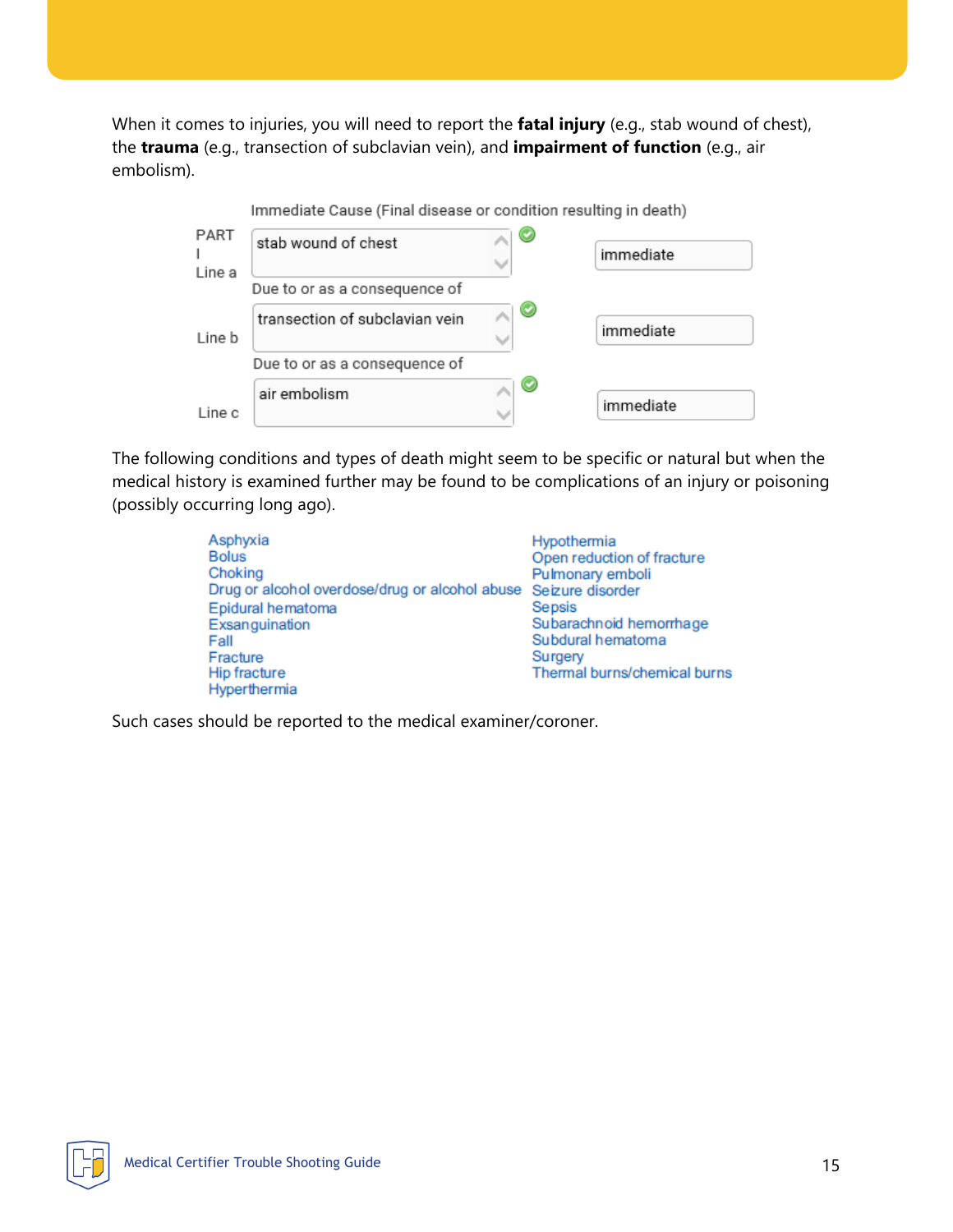When it comes to injuries, you will need to report the **fatal injury** (e.g., stab wound of chest), the **trauma** (e.g., transection of subclavian vein), and **impairment of function** (e.g., air embolism).

Immediate Cause (Final disease or condition resulting in death)

| PART I | Cause | Interval |
|---|---|---|
| Line a | stab wound of chest | immediate |
| | Due to or as a consequence of | |
| Line b | transection of subclavian vein | immediate |
| | Due to or as a consequence of | |
| Line c | air embolism | immediate |

The following conditions and types of death might seem to be specific or natural but when the medical history is examined further may be found to be complications of an injury or poisoning (possibly occurring long ago).

- Asphyxia
- Bolus
- Choking
- Drug or alcohol overdose/drug or alcohol abuse
- Epidural hematoma
- Exsanguination
- Fall
- Fracture
- Hip fracture
- Hyperthermia
- Hypothermia
- Open reduction of fracture
- Pulmonary emboli
- Seizure disorder
- Sepsis
- Subarachnoid hemorrhage
- Subdural hematoma
- Surgery
- Thermal burns/chemical burns

Such cases should be reported to the medical examiner/coroner.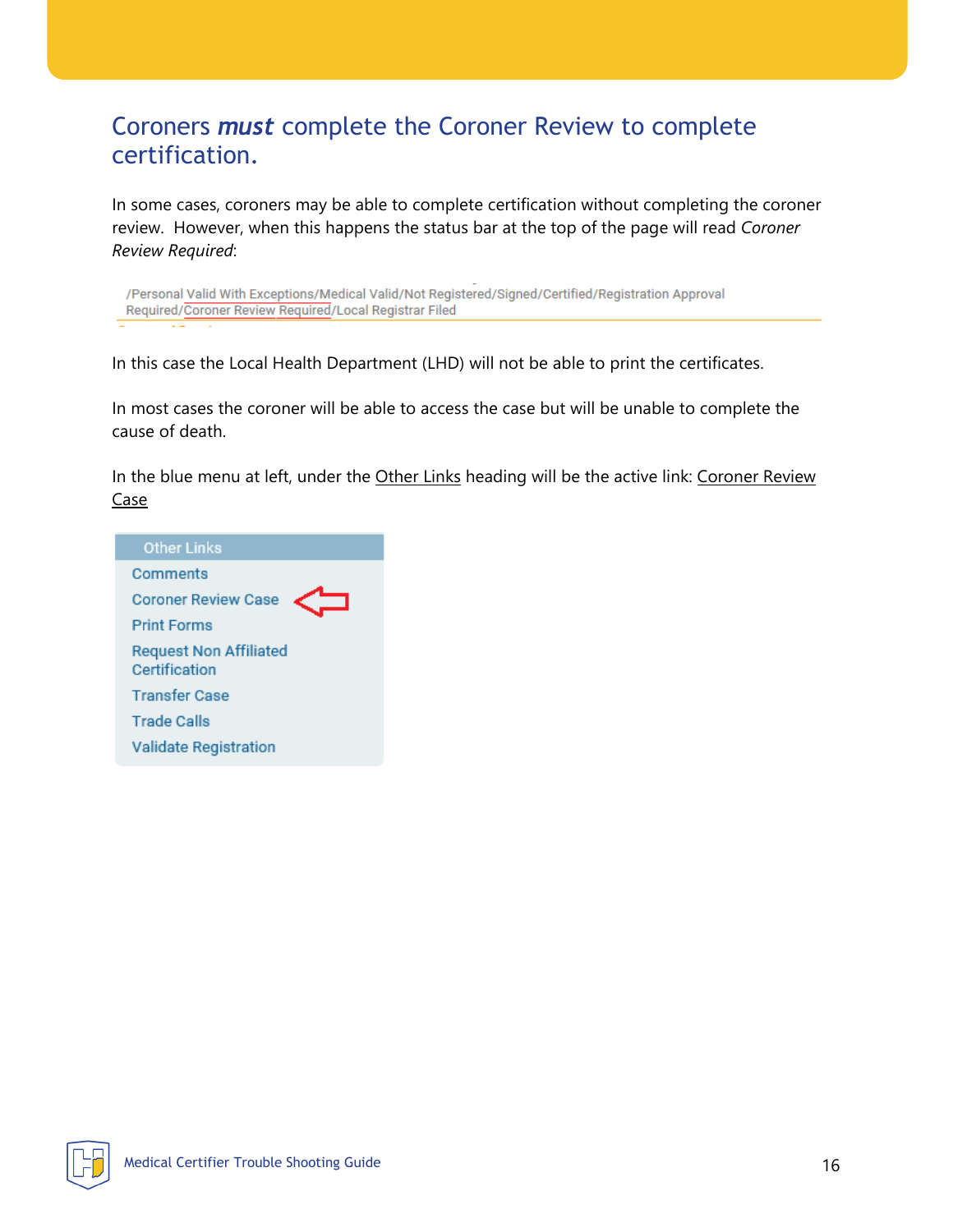## Coroners ***must*** complete the Coroner Review to complete certification.

In some cases, coroners may be able to complete certification without completing the coroner review. However, when this happens the status bar at the top of the page will read *Coroner Review Required*:

/Personal Valid With Exceptions/Medical Valid/Not Registered/Signed/Certified/Registration Approval Required/Coroner Review Required/Local Registrar Filed

In this case the Local Health Department (LHD) will not be able to print the certificates.

In most cases the coroner will be able to access the case but will be unable to complete the cause of death.

In the blue menu at left, under the Other Links heading will be the active link: Coroner Review Case

Other Links
- Comments
- Coroner Review Case
- Print Forms
- Request Non Affiliated Certification
- Transfer Case
- Trade Calls
- Validate Registration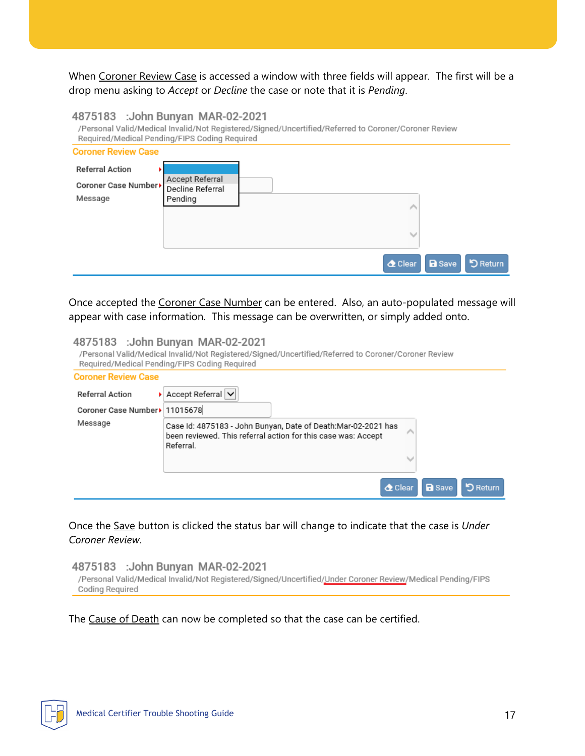When Coroner Review Case is accessed a window with three fields will appear. The first will be a drop menu asking to *Accept* or *Decline* the case or note that it is *Pending*.

4875183 :John Bunyan MAR-02-2021
/Personal Valid/Medical Invalid/Not Registered/Signed/Uncertified/Referred to Coroner/Coroner Review Required/Medical Pending/FIPS Coding Required

Coroner Review Case

Referral Action
Coroner Case Number
Message

Accept Referral
Decline Referral
Pending

Clear Save Return

Once accepted the Coroner Case Number can be entered. Also, an auto-populated message will appear with case information. This message can be overwritten, or simply added onto.

4875183 :John Bunyan MAR-02-2021
/Personal Valid/Medical Invalid/Not Registered/Signed/Uncertified/Referred to Coroner/Coroner Review Required/Medical Pending/FIPS Coding Required

Coroner Review Case

Referral Action: Accept Referral
Coroner Case Number: 11015678
Message: Case Id: 4875183 - John Bunyan, Date of Death:Mar-02-2021 has been reviewed. This referral action for this case was: Accept Referral.

Clear Save Return

Once the Save button is clicked the status bar will change to indicate that the case is *Under Coroner Review*.

4875183 :John Bunyan MAR-02-2021
/Personal Valid/Medical Invalid/Not Registered/Signed/Uncertified/Under Coroner Review/Medical Pending/FIPS Coding Required

The Cause of Death can now be completed so that the case can be certified.